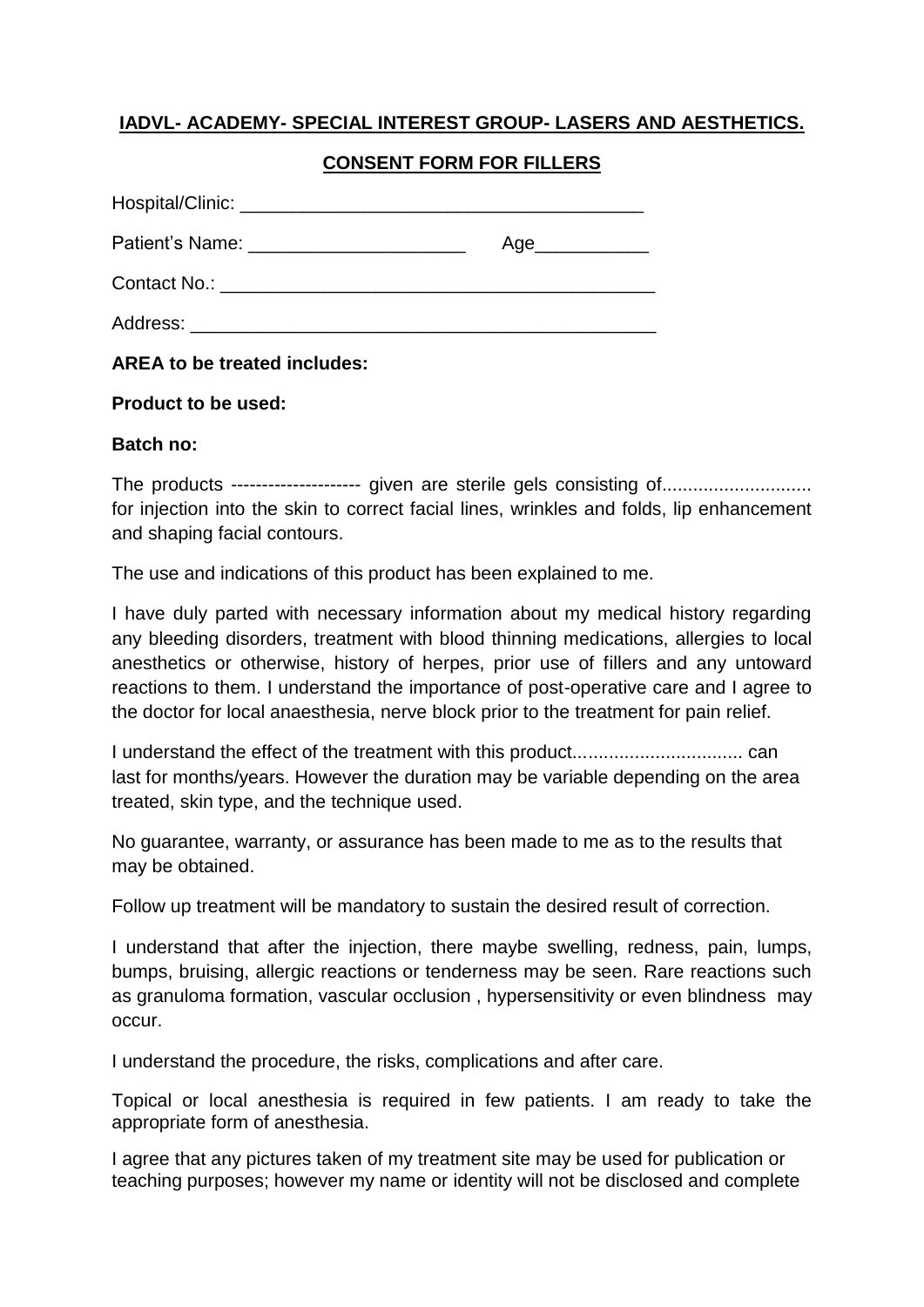**IADVL- ACADEMY- SPECIAL INTEREST GROUP- LASERS AND AESTHETICS.**

**CONSENT FORM FOR FILLERS**

Hospital/Clinic: ________________________________________

Patient's Name: _____________________ Age___________

Contact No.: ___________________________________________

Address: _______________________________________________

**AREA to be treated includes:**

**Product to be used:**

**Batch no:**

The products --------------------- given are sterile gels consisting of............................ for injection into the skin to correct facial lines, wrinkles and folds, lip enhancement and shaping facial contours.

The use and indications of this product has been explained to me.

I have duly parted with necessary information about my medical history regarding any bleeding disorders, treatment with blood thinning medications, allergies to local anesthetics or otherwise, history of herpes, prior use of fillers and any untoward reactions to them. I understand the importance of post-operative care and I agree to the doctor for local anaesthesia, nerve block prior to the treatment for pain relief.

I understand the effect of the treatment with this product................................ can last for months/years. However the duration may be variable depending on the area treated, skin type, and the technique used.

No guarantee, warranty, or assurance has been made to me as to the results that may be obtained.

Follow up treatment will be mandatory to sustain the desired result of correction.

I understand that after the injection, there maybe swelling, redness, pain, lumps, bumps, bruising, allergic reactions or tenderness may be seen. Rare reactions such as granuloma formation, vascular occlusion , hypersensitivity or even blindness may occur.

I understand the procedure, the risks, complications and after care.

Topical or local anesthesia is required in few patients. I am ready to take the appropriate form of anesthesia.

I agree that any pictures taken of my treatment site may be used for publication or teaching purposes; however my name or identity will not be disclosed and complete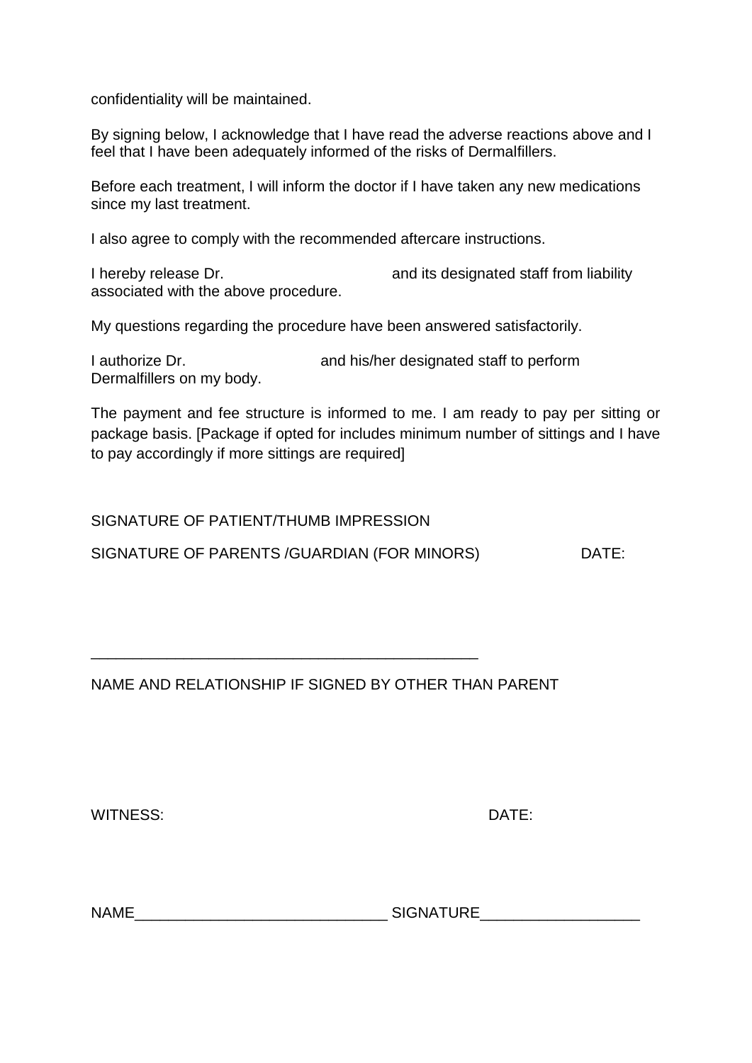confidentiality will be maintained.

By signing below, I acknowledge that I have read the adverse reactions above and I feel that I have been adequately informed of the risks of Dermalfillers.

Before each treatment, I will inform the doctor if I have taken any new medications since my last treatment.

I also agree to comply with the recommended aftercare instructions.

I hereby release Dr. and its designated staff from liability associated with the above procedure.

My questions regarding the procedure have been answered satisfactorily.

I authorize Dr. and his/her designated staff to perform Dermalfillers on my body.

The payment and fee structure is informed to me. I am ready to pay per sitting or package basis. [Package if opted for includes minimum number of sittings and I have to pay accordingly if more sittings are required]

SIGNATURE OF PATIENT/THUMB IMPRESSION

SIGNATURE OF PARENTS /GUARDIAN (FOR MINORS) DATE:

______________________________________________

NAME AND RELATIONSHIP IF SIGNED BY OTHER THAN PARENT

WITNESS: DATE:

NAME_____________________________ SIGNATURE__________________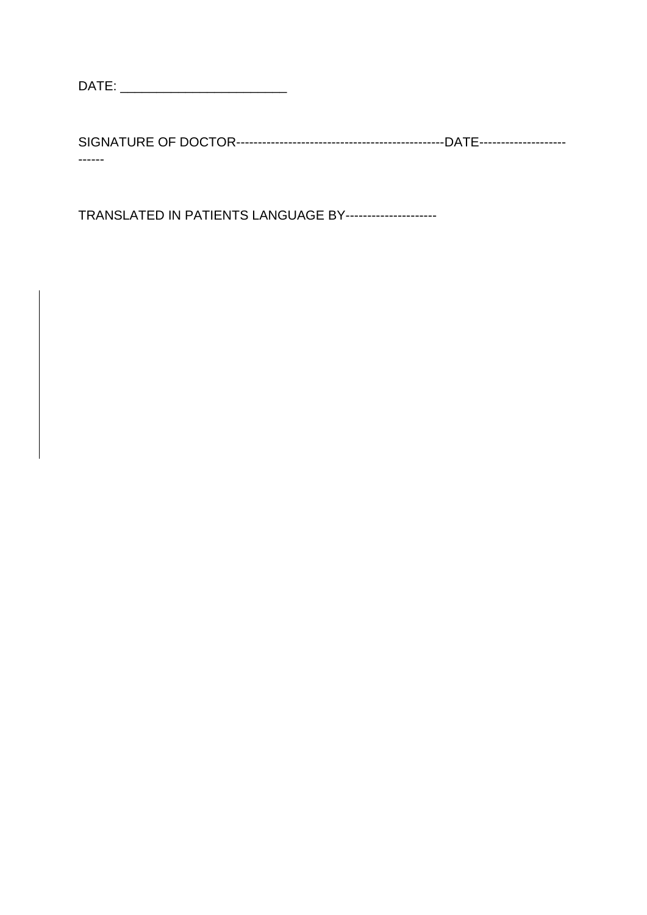DATE: ________________________

SIGNATURE OF DOCTOR------------------------------------------------DATE--------------------------

TRANSLATED IN PATIENTS LANGUAGE BY---------------------